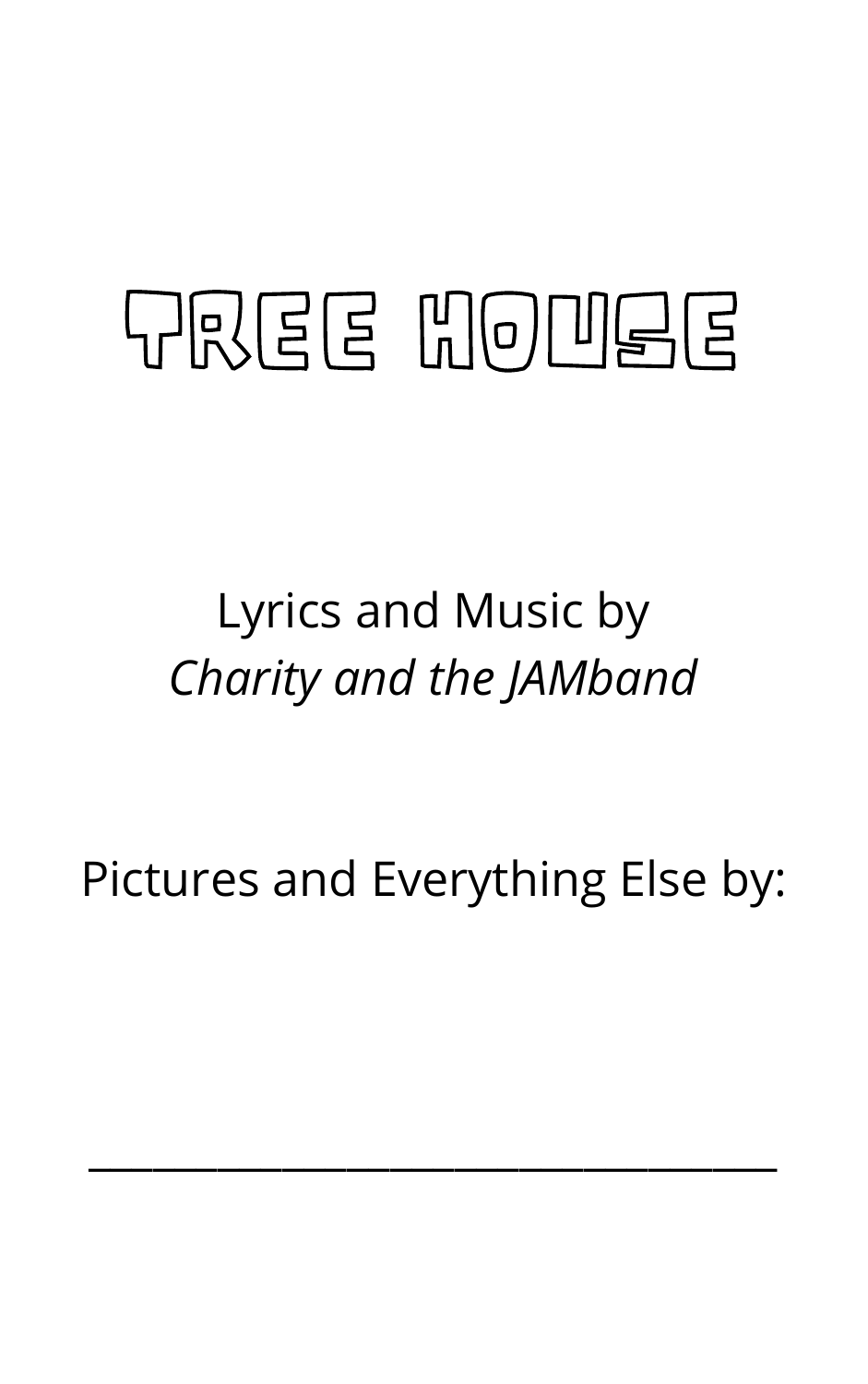# TREE HOUSE

Lyrics and Music by
*Charity and the JAMband*

Pictures and Everything Else by:

________________________________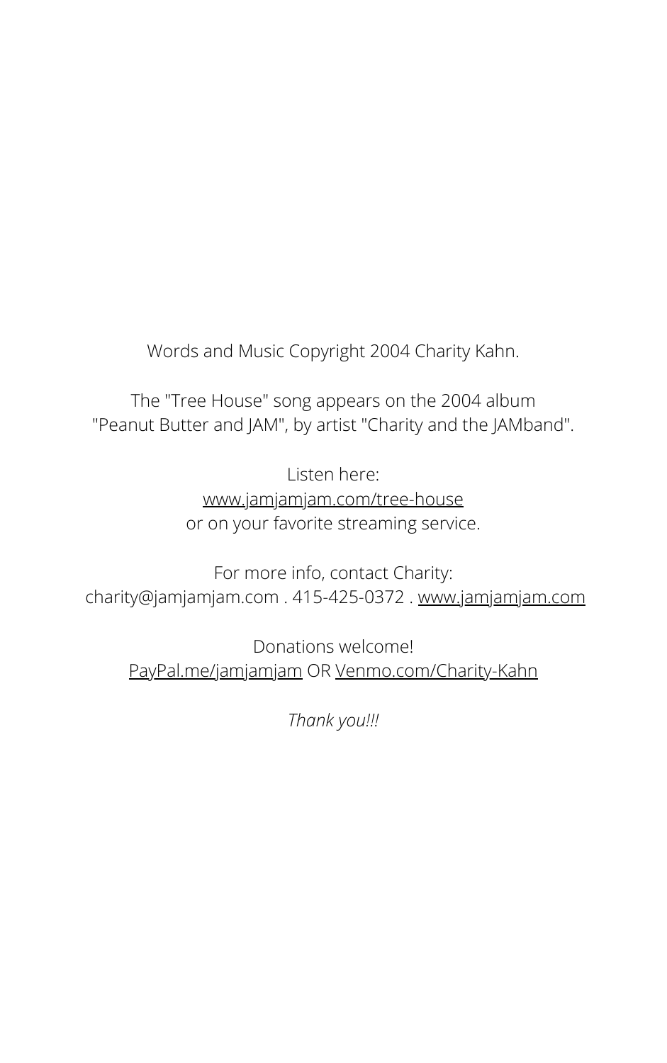Words and Music Copyright 2004 Charity Kahn.

The "Tree House" song appears on the 2004 album
"Peanut Butter and JAM", by artist "Charity and the JAMband".

Listen here:
www.jamjamjam.com/tree-house
or on your favorite streaming service.

For more info, contact Charity:
charity@jamjamjam.com . 415-425-0372 . www.jamjamjam.com

Donations welcome!
PayPal.me/jamjamjam OR Venmo.com/Charity-Kahn

*Thank you!!!*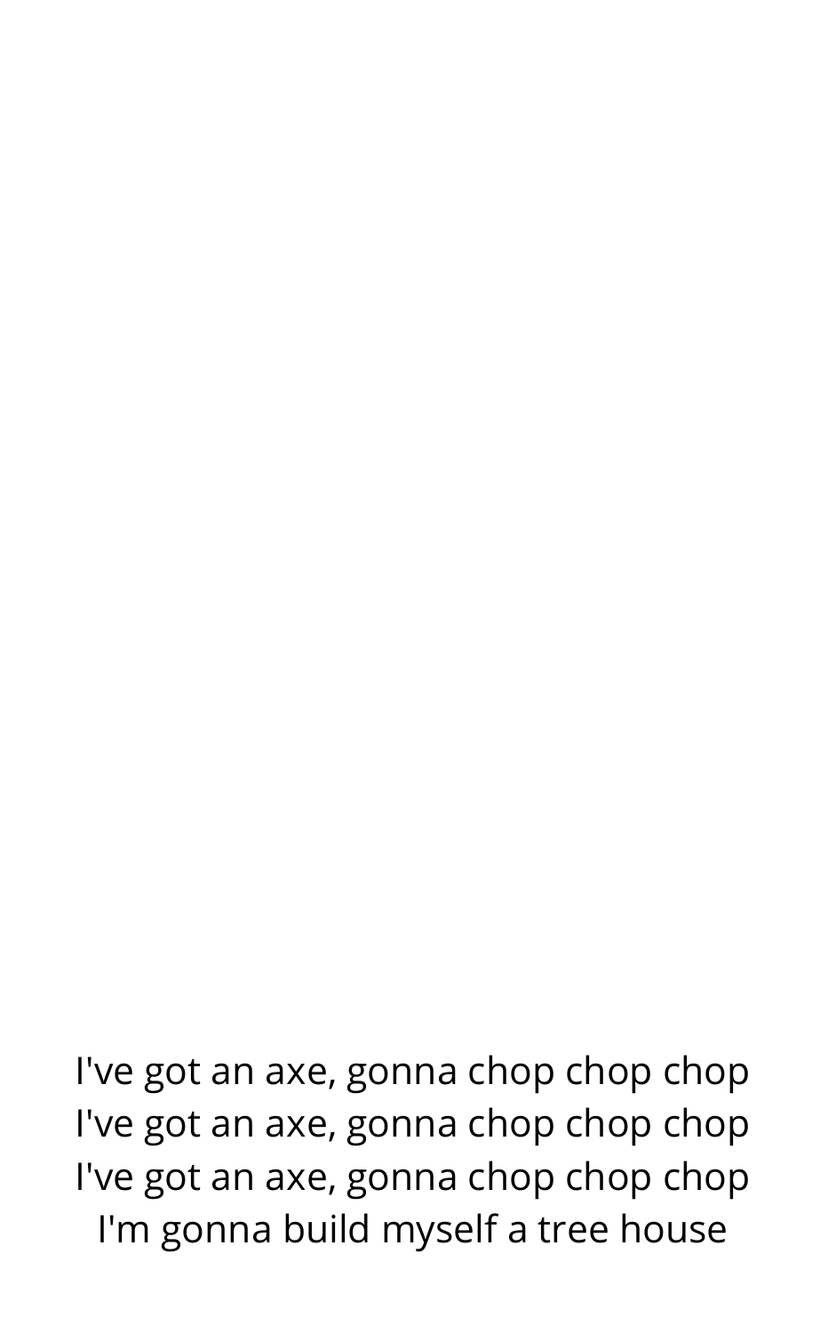I've got an axe, gonna chop chop chop
I've got an axe, gonna chop chop chop
I've got an axe, gonna chop chop chop
I'm gonna build myself a tree house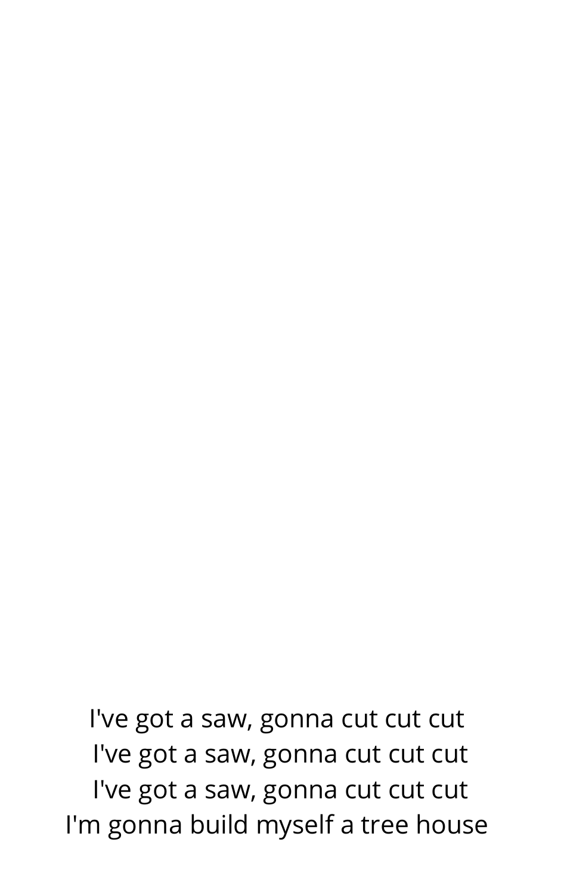I've got a saw, gonna cut cut cut
I've got a saw, gonna cut cut cut
I've got a saw, gonna cut cut cut
I'm gonna build myself a tree house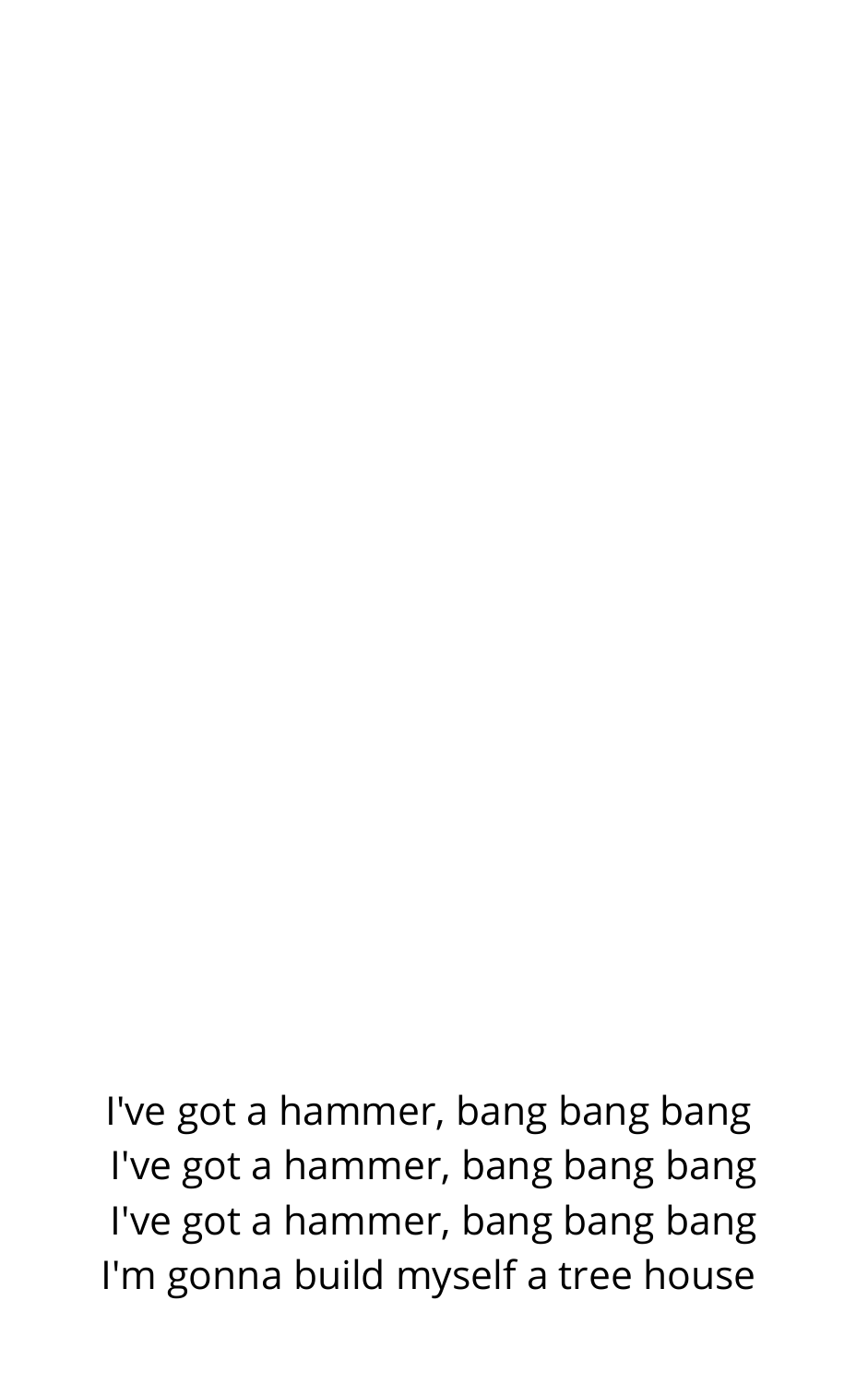I've got a hammer, bang bang bang
I've got a hammer, bang bang bang
I've got a hammer, bang bang bang
I'm gonna build myself a tree house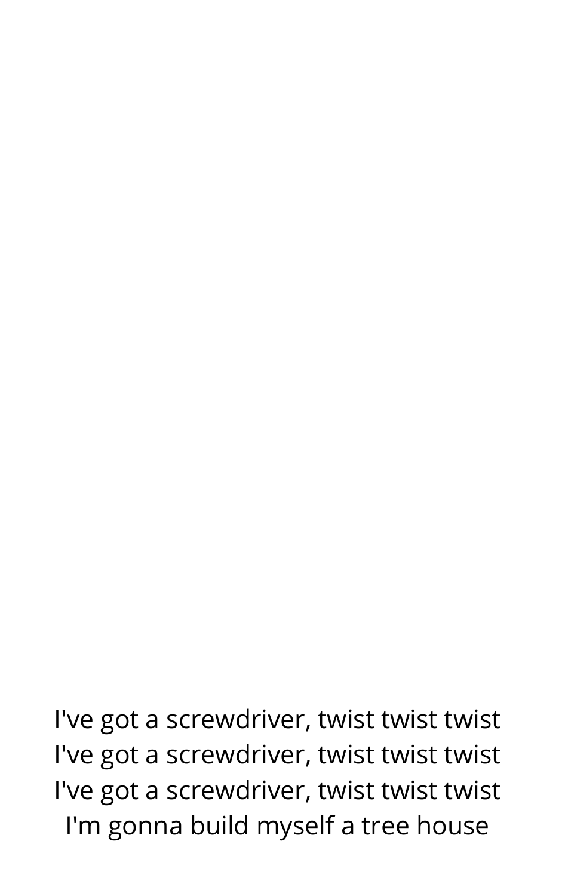I've got a screwdriver, twist twist twist
I've got a screwdriver, twist twist twist
I've got a screwdriver, twist twist twist
I'm gonna build myself a tree house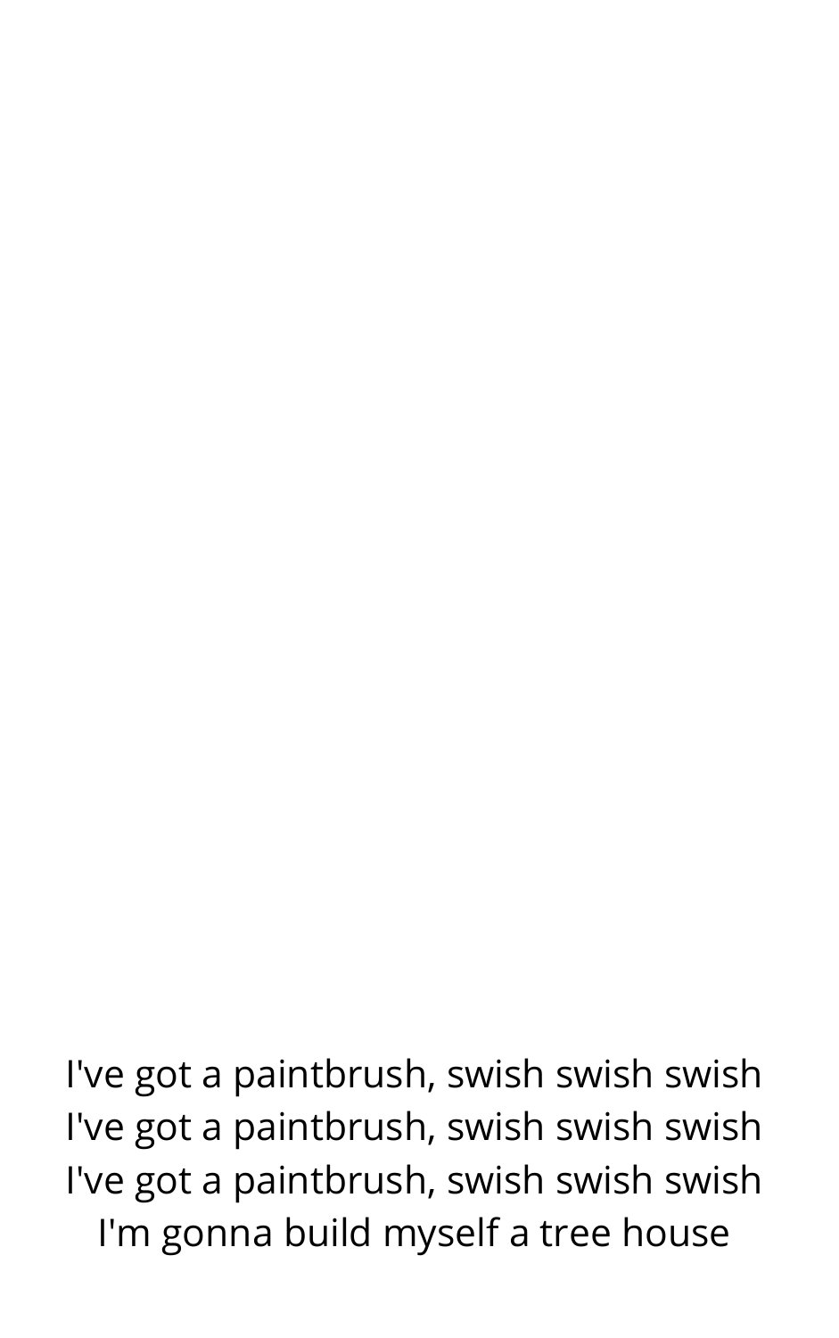I've got a paintbrush, swish swish swish
I've got a paintbrush, swish swish swish
I've got a paintbrush, swish swish swish
I'm gonna build myself a tree house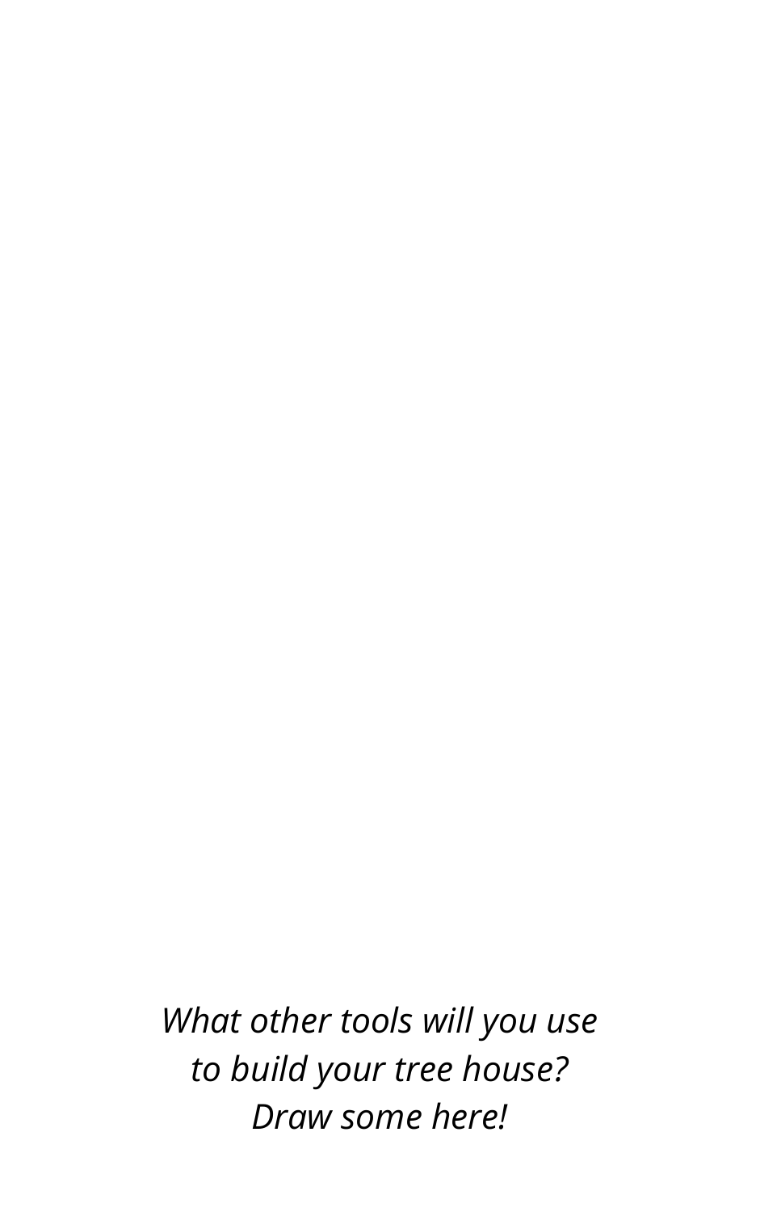*What other tools will you use to build your tree house? Draw some here!*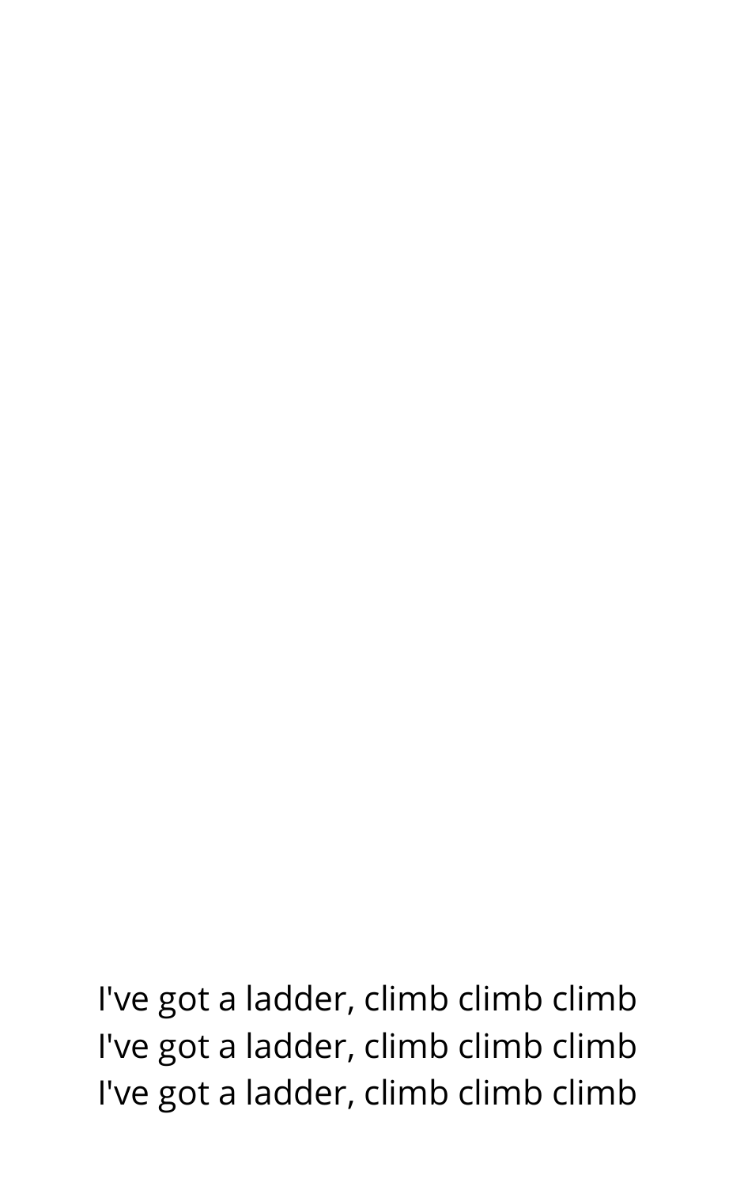I've got a ladder, climb climb climb
I've got a ladder, climb climb climb
I've got a ladder, climb climb climb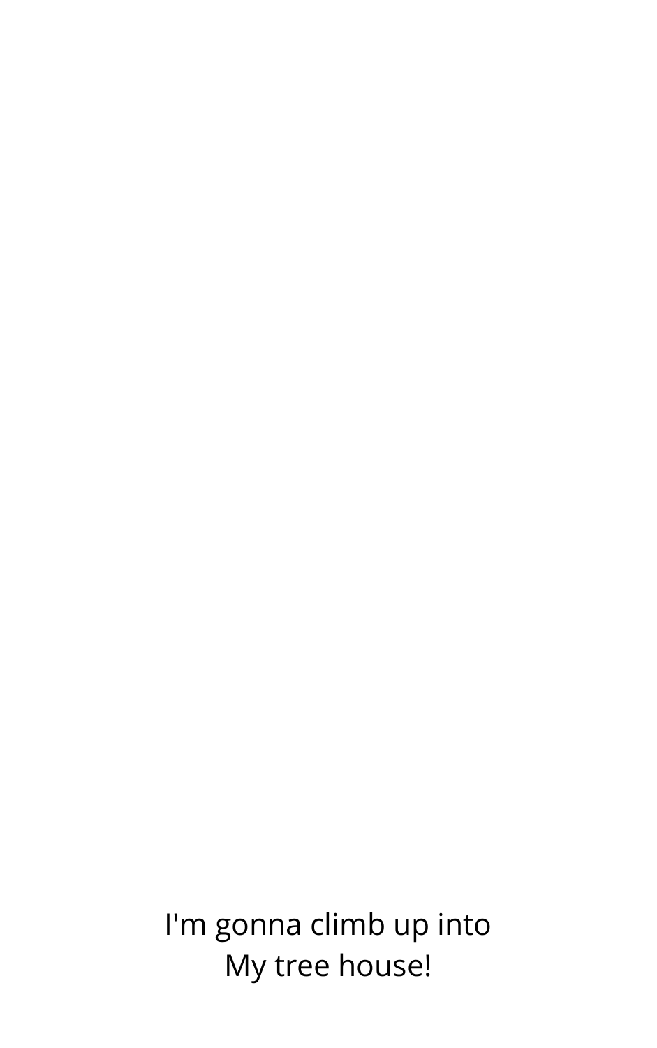I'm gonna climb up into
My tree house!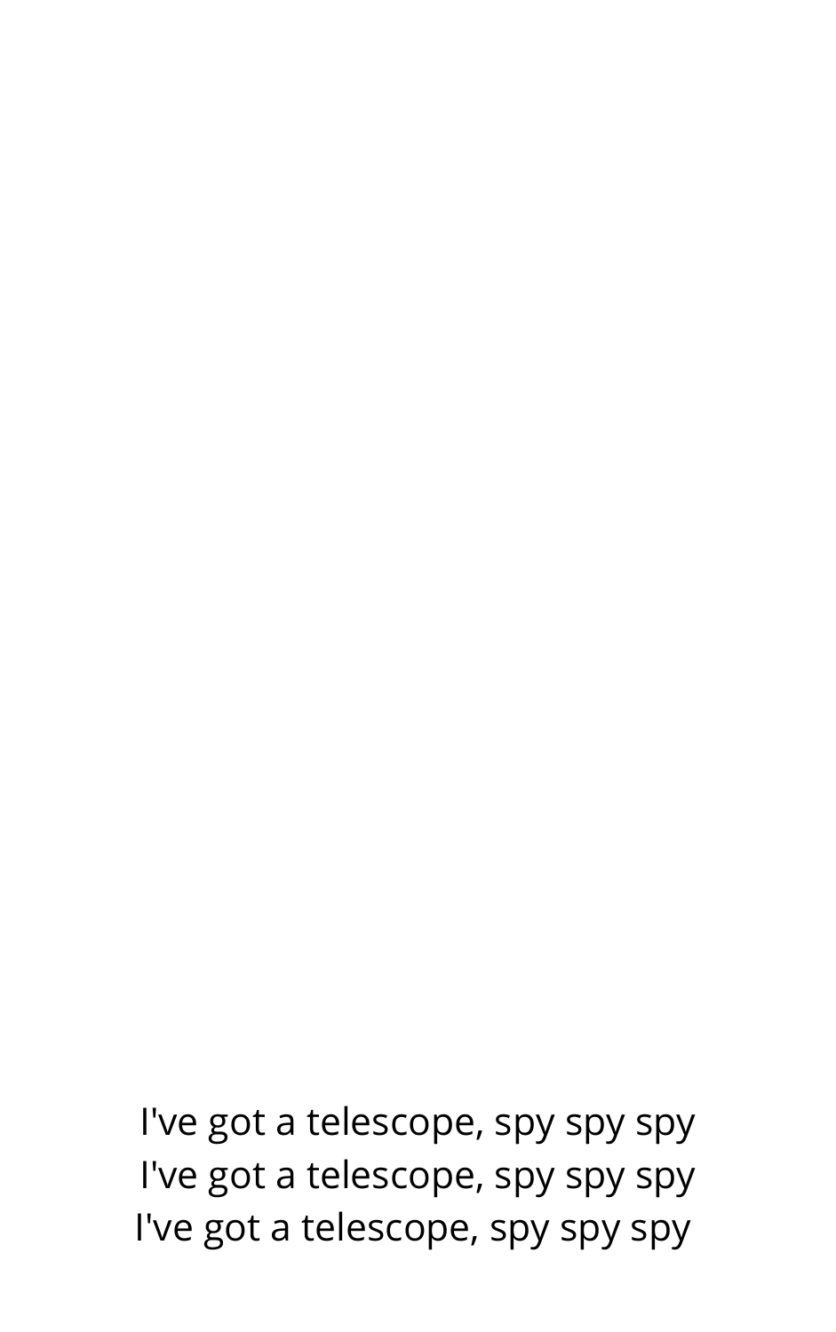I've got a telescope, spy spy spy
I've got a telescope, spy spy spy
I've got a telescope, spy spy spy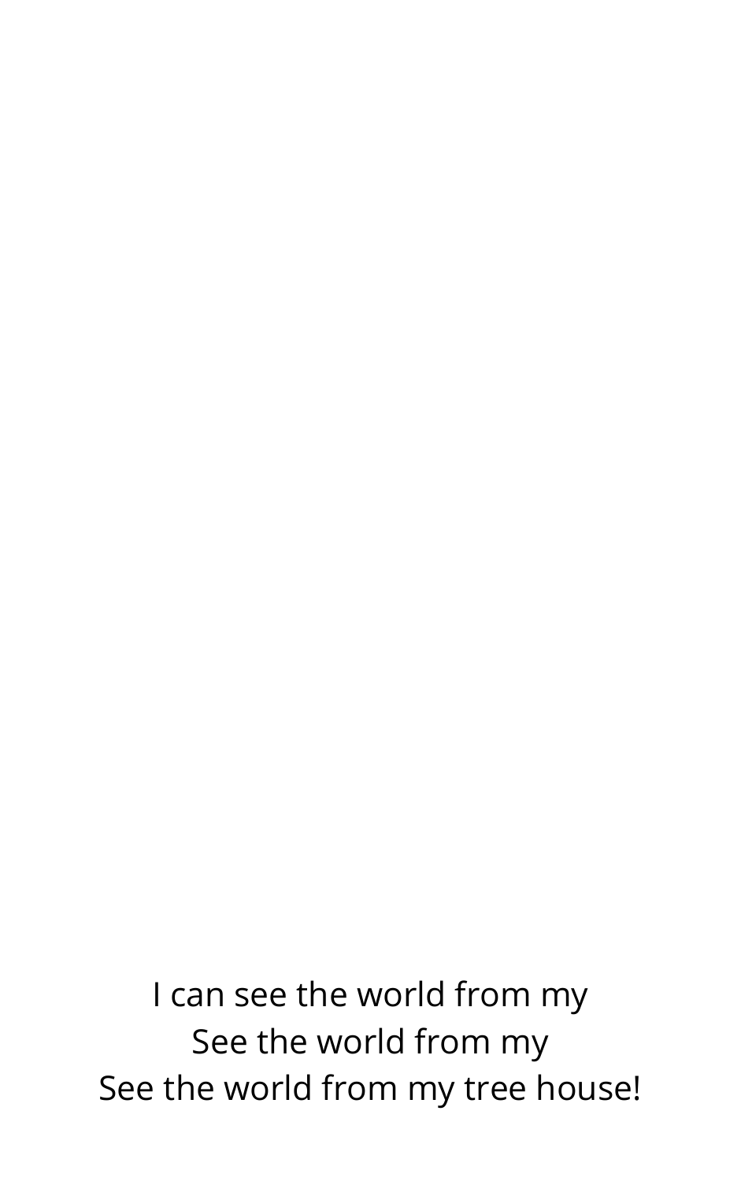I can see the world from my
See the world from my
See the world from my tree house!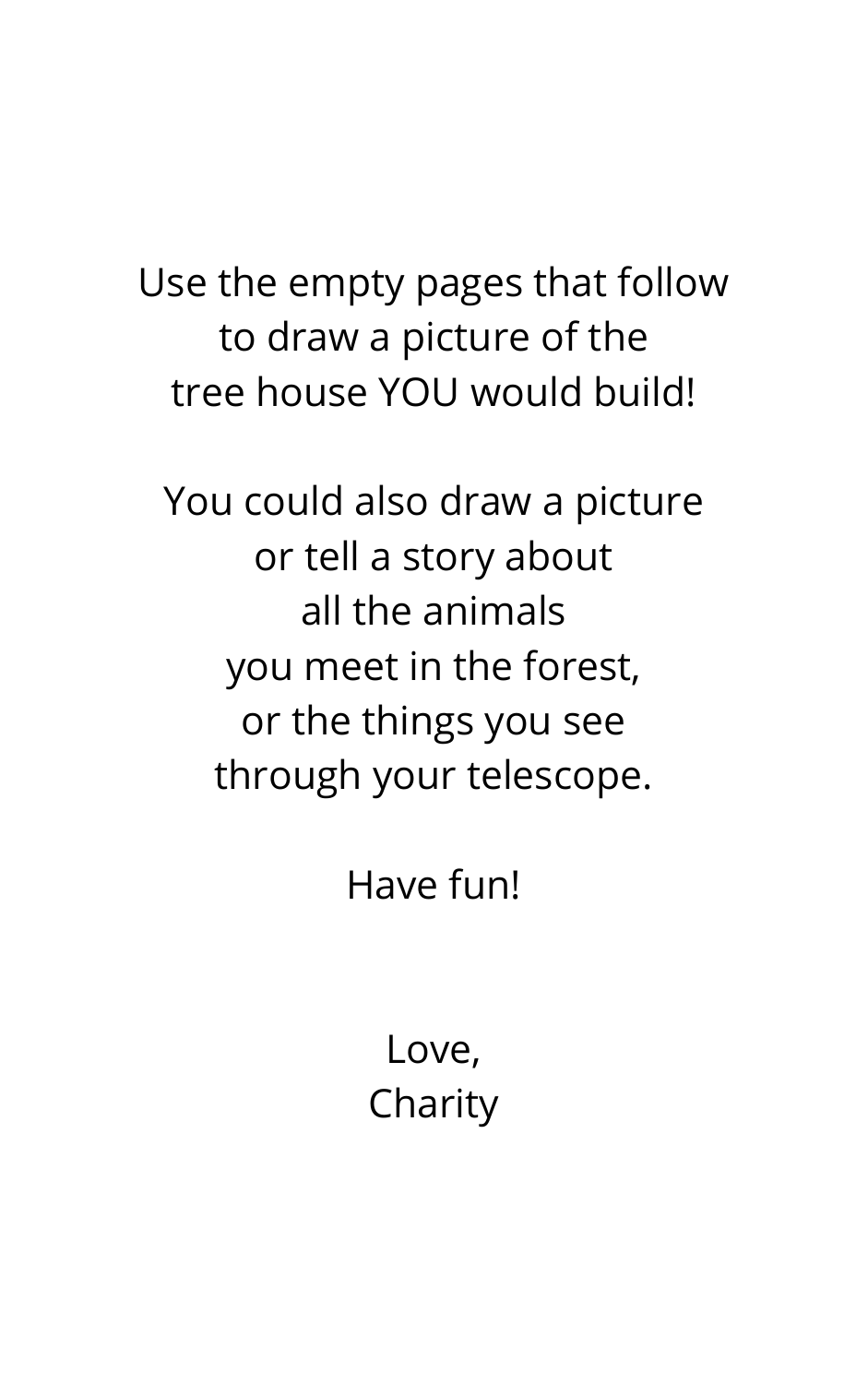Use the empty pages that follow
to draw a picture of the
tree house YOU would build!

You could also draw a picture
or tell a story about
all the animals
you meet in the forest,
or the things you see
through your telescope.

Have fun!

Love,
Charity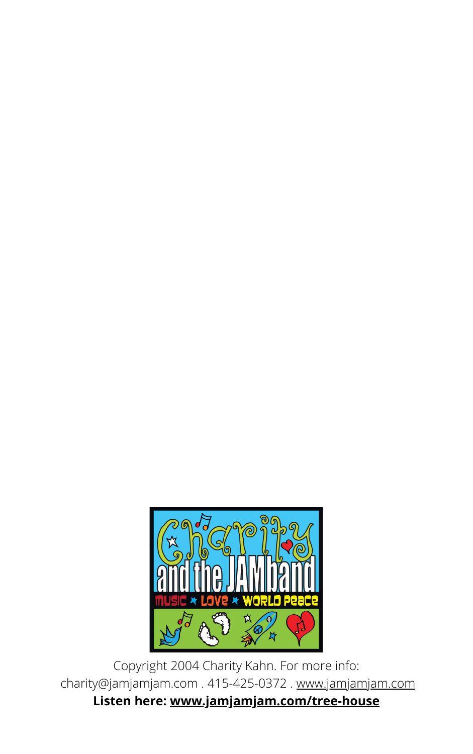Copyright 2004 Charity Kahn. For more info:
charity@jamjamjam.com . 415-425-0372 . www.jamjamjam.com

**Listen here: www.jamjamjam.com/tree-house**